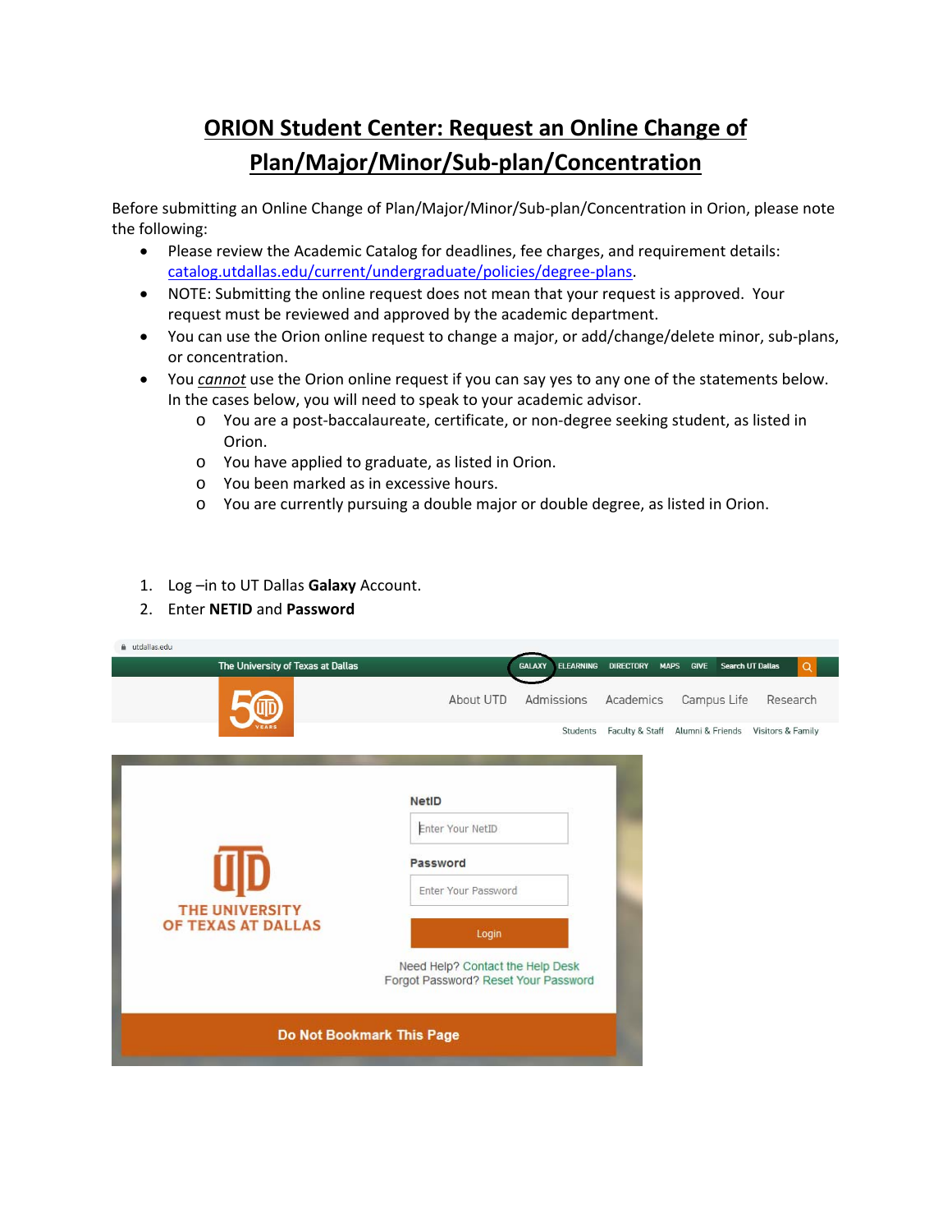# ORION Student Center: Request an Online Change of Plan/Major/Minor/Sub-plan/Concentration

Before submitting an Online Change of Plan/Major/Minor/Sub-plan/Concentration in Orion, please note the following:

- Please review the Academic Catalog for deadlines, fee charges, and requirement details: [catalog.utdallas.edu/current/undergraduate/policies/degree-plans](catalog.utdallas.edu/current/undergraduate/policies/degree-plans).
- NOTE: Submitting the online request does not mean that your request is approved. Your request must be reviewed and approved by the academic department.
- You can use the Orion online request to change a major, or add/change/delete minor, sub-plans, or concentration.
- You *cannot* use the Orion online request if you can say yes to any one of the statements below. In the cases below, you will need to speak to your academic advisor.
  - You are a post-baccalaureate, certificate, or non-degree seeking student, as listed in Orion.
  - You have applied to graduate, as listed in Orion.
  - You been marked as in excessive hours.
  - You are currently pursuing a double major or double degree, as listed in Orion.

1. Log –in to UT Dallas **Galaxy** Account.
2. Enter **NETID** and **Password**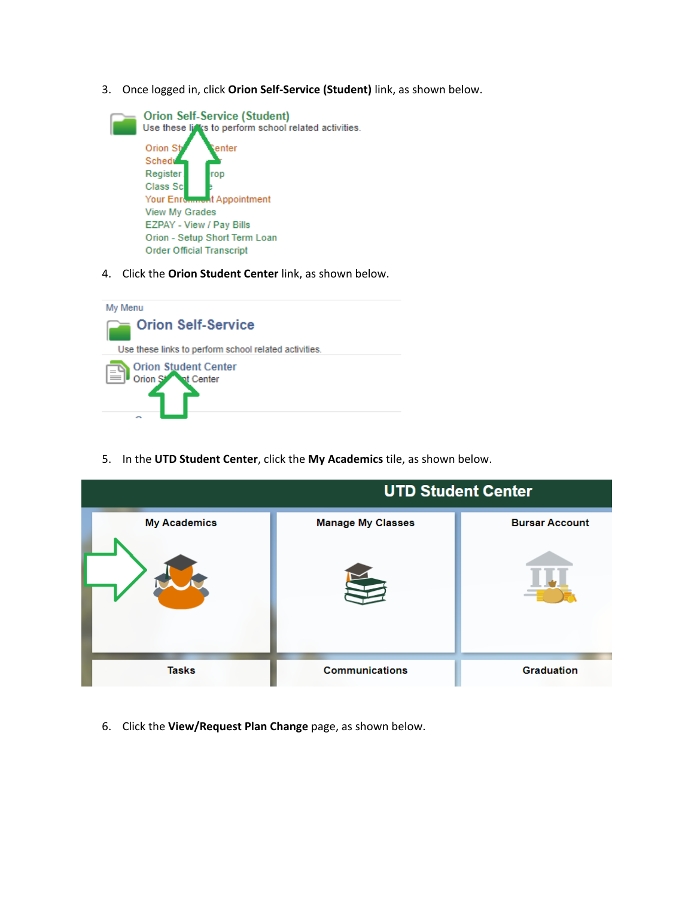3. Once logged in, click **Orion Self-Service (Student)** link, as shown below.

4. Click the **Orion Student Center** link, as shown below.

5. In the **UTD Student Center**, click the **My Academics** tile, as shown below.

6. Click the **View/Request Plan Change** page, as shown below.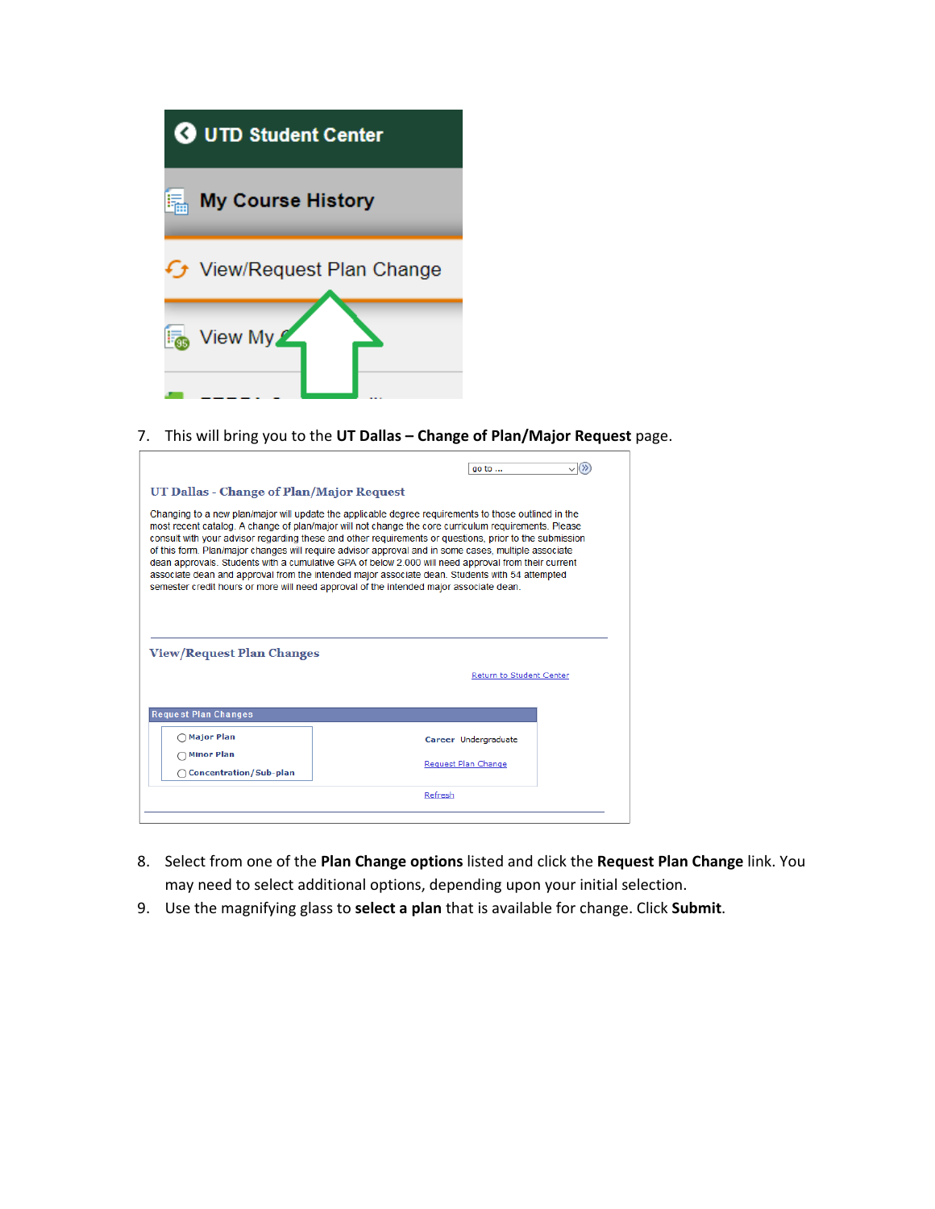7. This will bring you to the **UT Dallas – Change of Plan/Major Request** page.

8. Select from one of the **Plan Change options** listed and click the **Request Plan Change** link. You may need to select additional options, depending upon your initial selection.
9. Use the magnifying glass to **select a plan** that is available for change. Click **Submit**.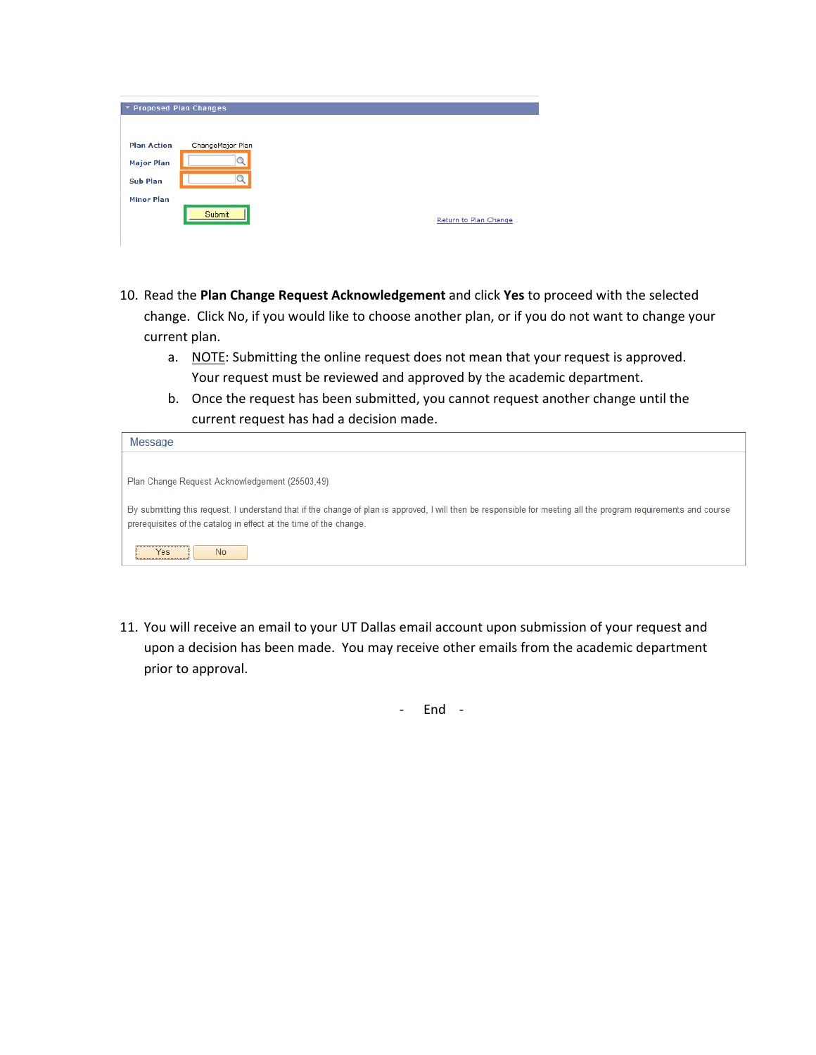Proposed Plan Changes

Plan Action ChangeMajor Plan

Major Plan

Sub Plan

Minor Plan

Submit

Return to Plan Change

10. Read the **Plan Change Request Acknowledgement** and click **Yes** to proceed with the selected change. Click No, if you would like to choose another plan, or if you do not want to change your current plan.
    a. NOTE: Submitting the online request does not mean that your request is approved. Your request must be reviewed and approved by the academic department.
    b. Once the request has been submitted, you cannot request another change until the current request has had a decision made.

Message

Plan Change Request Acknowledgement (25503,49)

By submitting this request, I understand that if the change of plan is approved, I will then be responsible for meeting all the program requirements and course prerequisites of the catalog in effect at the time of the change.

Yes No

11. You will receive an email to your UT Dallas email account upon submission of your request and upon a decision has been made. You may receive other emails from the academic department prior to approval.

\- End -